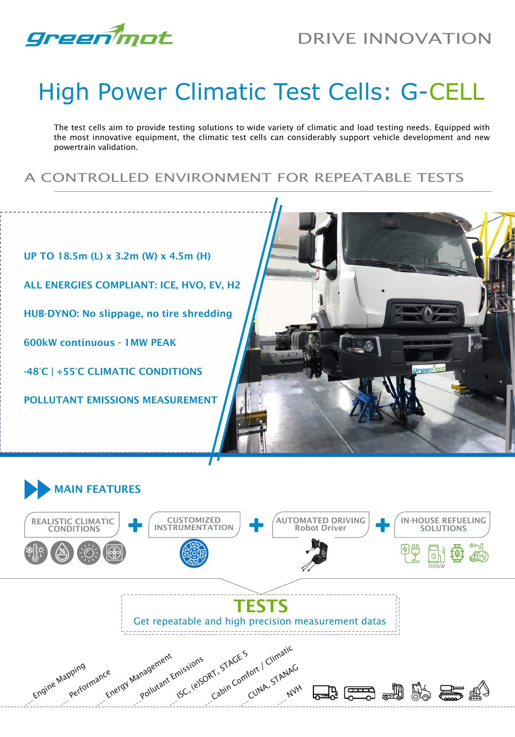greenmot

DRIVE INNOVATION

# High Power Climatic Test Cells: G-CELL

The test cells aim to provide testing solutions to wide variety of climatic and load testing needs. Equipped with the most innovative equipment, the climatic test cells can considerably support vehicle development and new powertrain validation.

## A CONTROLLED ENVIRONMENT FOR REPEATABLE TESTS

**UP TO 18.5m (L) x 3.2m (W) x 4.5m (H)**

**ALL ENERGIES COMPLIANT: ICE, HVO, EV, H2**

**HUB-DYNO: No slippage, no tire shredding**

**600kW continuous - 1MW PEAK**

**-48°C | +55°C CLIMATIC CONDITIONS**

**POLLUTANT EMISSIONS MEASUREMENT**

## MAIN FEATURES

REALISTIC CLIMATIC CONDITIONS + CUSTOMIZED INSTRUMENTATION + AUTOMATED DRIVING Robot Driver + IN-HOUSE REFUELING SOLUTIONS

300kW

## TESTS

Get repeatable and high precision measurement datas

- Engine Mapping
- Performance
- Energy Management
- Pollutant Emissions
- ISC, (e)SORT, STAGE 5
- Cabin Comfort / Climatic
- CUNA, STANAG
- NVH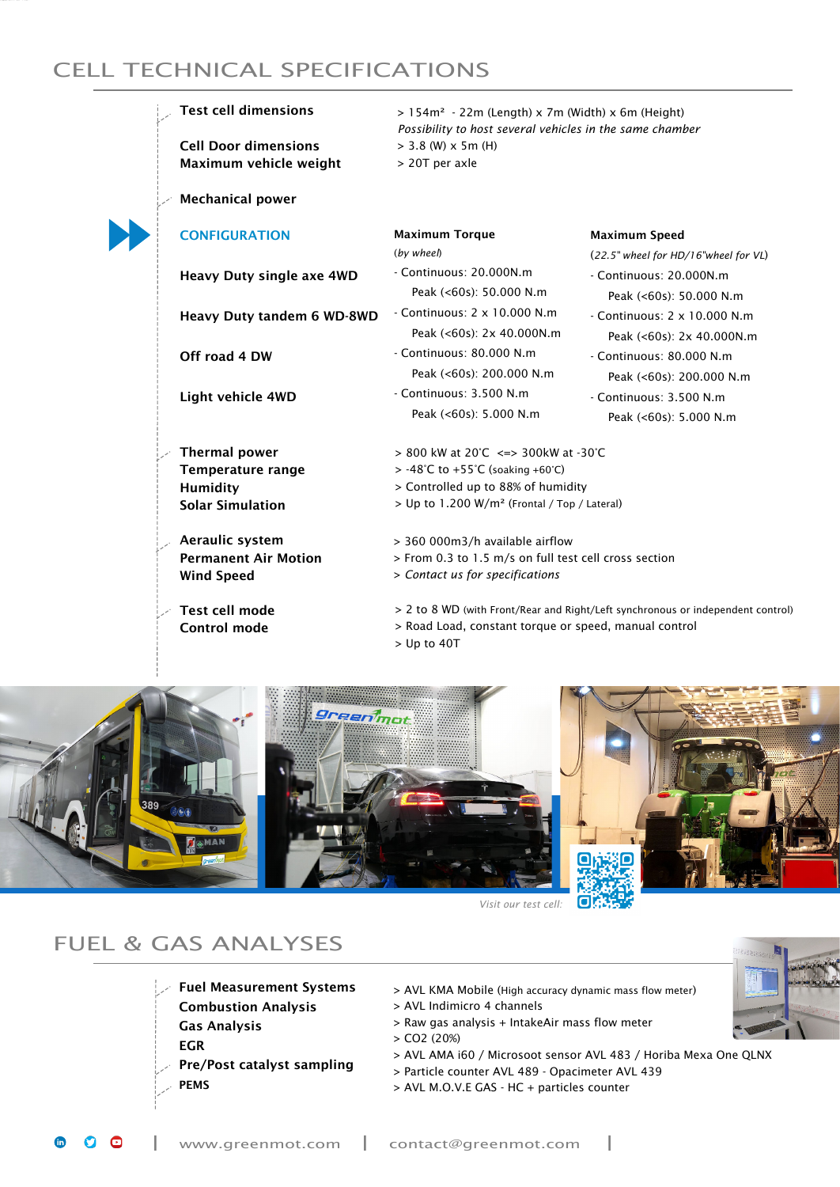# CELL TECHNICAL SPECIFICATIONS

**Test cell dimensions**
> 154m² - 22m (Length) x 7m (Width) x 6m (Height)
*Possibility to host several vehicles in the same chamber*

**Cell Door dimensions**
> 3.8 (W) x 5m (H)

**Maximum vehicle weight**
> 20T per axle

**Mechanical power**

| CONFIGURATION | Maximum Torque (*by wheel*) | Maximum Speed (*22.5" wheel for HD/16"wheel for VL*) |
|---|---|---|
| **Heavy Duty single axe 4WD** | - Continuous: 20.000N.m<br>Peak (<60s): 50.000 N.m | - Continuous: 20.000N.m<br>Peak (<60s): 50.000 N.m |
| **Heavy Duty tandem 6 WD-8WD** | - Continuous: 2 x 10.000 N.m<br>Peak (<60s): 2x 40.000N.m | - Continuous: 2 x 10.000 N.m<br>Peak (<60s): 2x 40.000N.m |
| **Off road 4 DW** | - Continuous: 80.000 N.m<br>Peak (<60s): 200.000 N.m | - Continuous: 80.000 N.m<br>Peak (<60s): 200.000 N.m |
| **Light vehicle 4WD** | - Continuous: 3.500 N.m<br>Peak (<60s): 5.000 N.m | - Continuous: 3.500 N.m<br>Peak (<60s): 5.000 N.m |

**Thermal power**
> 800 kW at 20°C <=> 300kW at -30°C

**Temperature range**
> -48°C to +55°C (soaking +60°C)

**Humidity**
> Controlled up to 88% of humidity

**Solar Simulation**
> Up to 1.200 W/m² (Frontal / Top / Lateral)

**Aeraulic system**
> 360 000m3/h available airflow

**Permanent Air Motion**
> From 0.3 to 1.5 m/s on full test cell cross section

**Wind Speed**
> *Contact us for specifications*

**Test cell mode**
> 2 to 8 WD (with Front/Rear and Right/Left synchronous or independent control)

**Control mode**
> Road Load, constant torque or speed, manual control
> Up to 40T

*Visit our test cell:*

# FUEL & GAS ANALYSES

**Fuel Measurement Systems**
> AVL KMA Mobile (High accuracy dynamic mass flow meter)

**Combustion Analysis**
> AVL Indimicro 4 channels

**Gas Analysis**
> Raw gas analysis + IntakeAir mass flow meter

**EGR**
> $CO_2$ (20%)

**Pre/Post catalyst sampling**
> AVL AMA i60 / Microsoot sensor AVL 483 / Horiba Mexa One QLNX
> Particle counter AVL 489 - Opacimeter AVL 439

**PEMS**
> AVL M.O.V.E GAS - HC + particles counter

www.greenmot.com | contact@greenmot.com